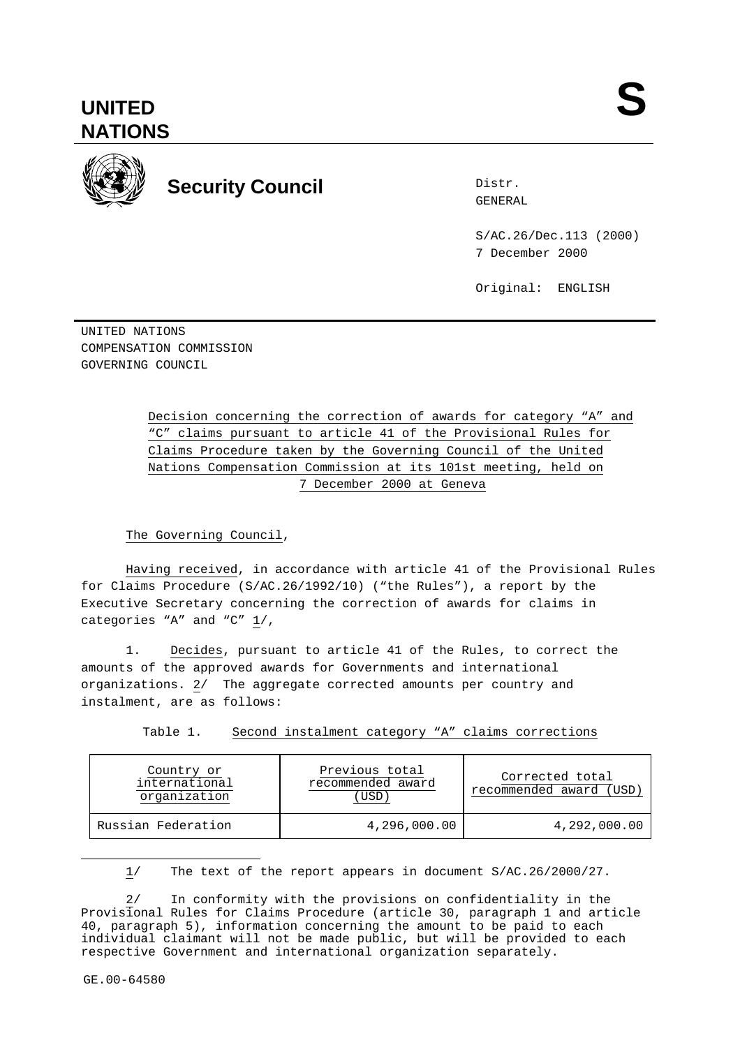# UNITED NATIONS

**S**

## Security Council

Distr.
GENERAL

S/AC.26/Dec.113 (2000)
7 December 2000

Original: ENGLISH

UNITED NATIONS
COMPENSATION COMMISSION
GOVERNING COUNCIL

Decision concerning the correction of awards for category "A" and "C" claims pursuant to article 41 of the Provisional Rules for Claims Procedure taken by the Governing Council of the United Nations Compensation Commission at its 101st meeting, held on 7 December 2000 at Geneva

The Governing Council,

Having received, in accordance with article 41 of the Provisional Rules for Claims Procedure (S/AC.26/1992/10) ("the Rules"), a report by the Executive Secretary concerning the correction of awards for claims in categories "A" and "C" 1/,

1. Decides, pursuant to article 41 of the Rules, to correct the amounts of the approved awards for Governments and international organizations. 2/ The aggregate corrected amounts per country and instalment, are as follows:

Table 1. Second instalment category "A" claims corrections

| Country or international organization | Previous total recommended award (USD) | Corrected total recommended award (USD) |
|---|---|---|
| Russian Federation | 4,296,000.00 | 4,292,000.00 |

---

1/ The text of the report appears in document S/AC.26/2000/27.

2/ In conformity with the provisions on confidentiality in the Provisional Rules for Claims Procedure (article 30, paragraph 1 and article 40, paragraph 5), information concerning the amount to be paid to each individual claimant will not be made public, but will be provided to each respective Government and international organization separately.

GE.00-64580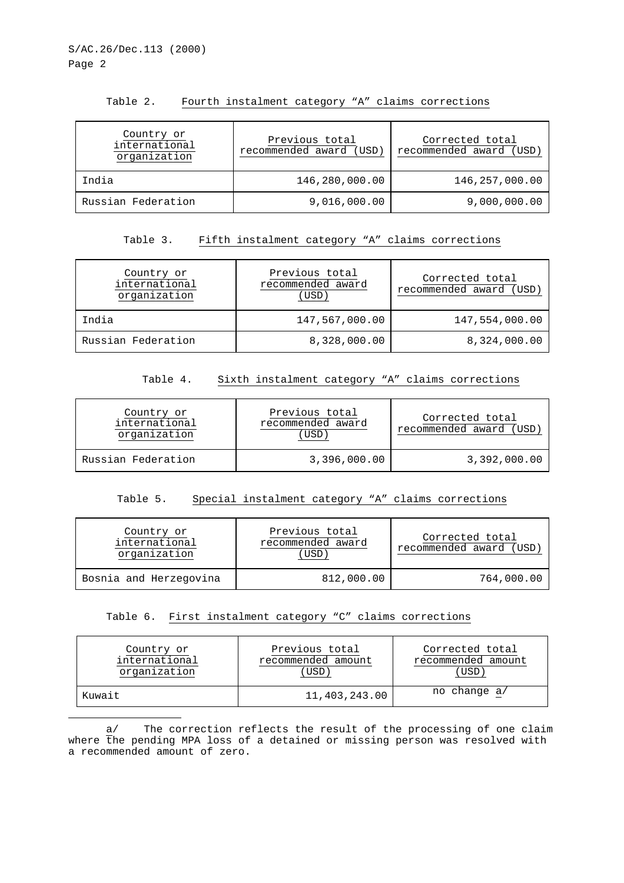Table 2. Fourth instalment category “A” claims corrections

| Country or international organization | Previous total recommended award (USD) | Corrected total recommended award (USD) |
|---|---|---|
| India | 146,280,000.00 | 146,257,000.00 |
| Russian Federation | 9,016,000.00 | 9,000,000.00 |

Table 3. Fifth instalment category “A” claims corrections

| Country or international organization | Previous total recommended award (USD) | Corrected total recommended award (USD) |
|---|---|---|
| India | 147,567,000.00 | 147,554,000.00 |
| Russian Federation | 8,328,000.00 | 8,324,000.00 |

Table 4. Sixth instalment category “A” claims corrections

| Country or international organization | Previous total recommended award (USD) | Corrected total recommended award (USD) |
|---|---|---|
| Russian Federation | 3,396,000.00 | 3,392,000.00 |

Table 5. Special instalment category “A” claims corrections

| Country or international organization | Previous total recommended award (USD) | Corrected total recommended award (USD) |
|---|---|---|
| Bosnia and Herzegovina | 812,000.00 | 764,000.00 |

Table 6. First instalment category “C” claims corrections

| Country or international organization | Previous total recommended amount (USD) | Corrected total recommended amount (USD) |
|---|---|---|
| Kuwait | 11,403,243.00 | no change a/ |

a/ The correction reflects the result of the processing of one claim where the pending MPA loss of a detained or missing person was resolved with a recommended amount of zero.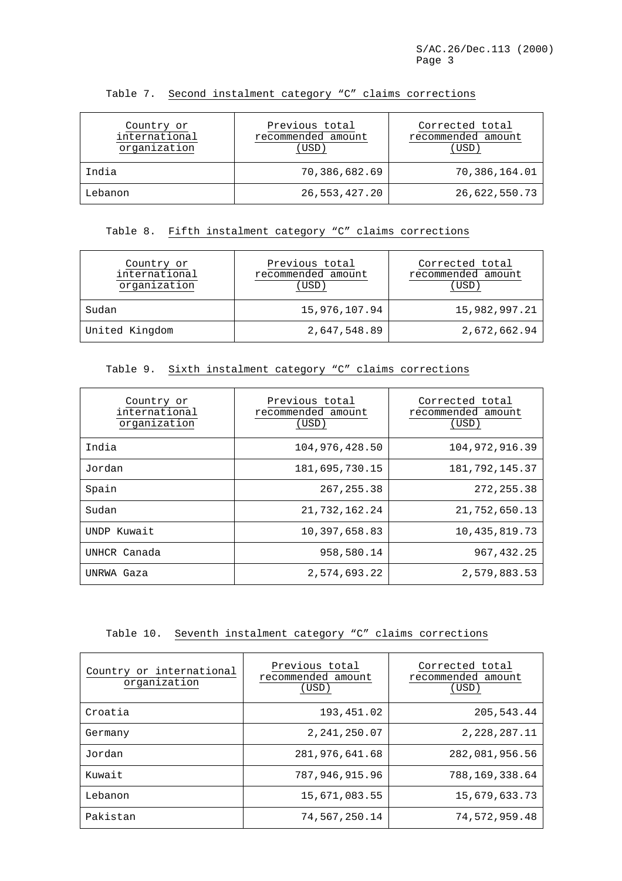Table 7. Second instalment category “C” claims corrections

| Country or international organization | Previous total recommended amount (USD) | Corrected total recommended amount (USD) |
|---|---|---|
| India | 70,386,682.69 | 70,386,164.01 |
| Lebanon | 26,553,427.20 | 26,622,550.73 |

Table 8. Fifth instalment category “C” claims corrections

| Country or international organization | Previous total recommended amount (USD) | Corrected total recommended amount (USD) |
|---|---|---|
| Sudan | 15,976,107.94 | 15,982,997.21 |
| United Kingdom | 2,647,548.89 | 2,672,662.94 |

Table 9. Sixth instalment category “C” claims corrections

| Country or international organization | Previous total recommended amount (USD) | Corrected total recommended amount (USD) |
|---|---|---|
| India | 104,976,428.50 | 104,972,916.39 |
| Jordan | 181,695,730.15 | 181,792,145.37 |
| Spain | 267,255.38 | 272,255.38 |
| Sudan | 21,732,162.24 | 21,752,650.13 |
| UNDP Kuwait | 10,397,658.83 | 10,435,819.73 |
| UNHCR Canada | 958,580.14 | 967,432.25 |
| UNRWA Gaza | 2,574,693.22 | 2,579,883.53 |

Table 10. Seventh instalment category “C” claims corrections

| Country or international organization | Previous total recommended amount (USD) | Corrected total recommended amount (USD) |
|---|---|---|
| Croatia | 193,451.02 | 205,543.44 |
| Germany | 2,241,250.07 | 2,228,287.11 |
| Jordan | 281,976,641.68 | 282,081,956.56 |
| Kuwait | 787,946,915.96 | 788,169,338.64 |
| Lebanon | 15,671,083.55 | 15,679,633.73 |
| Pakistan | 74,567,250.14 | 74,572,959.48 |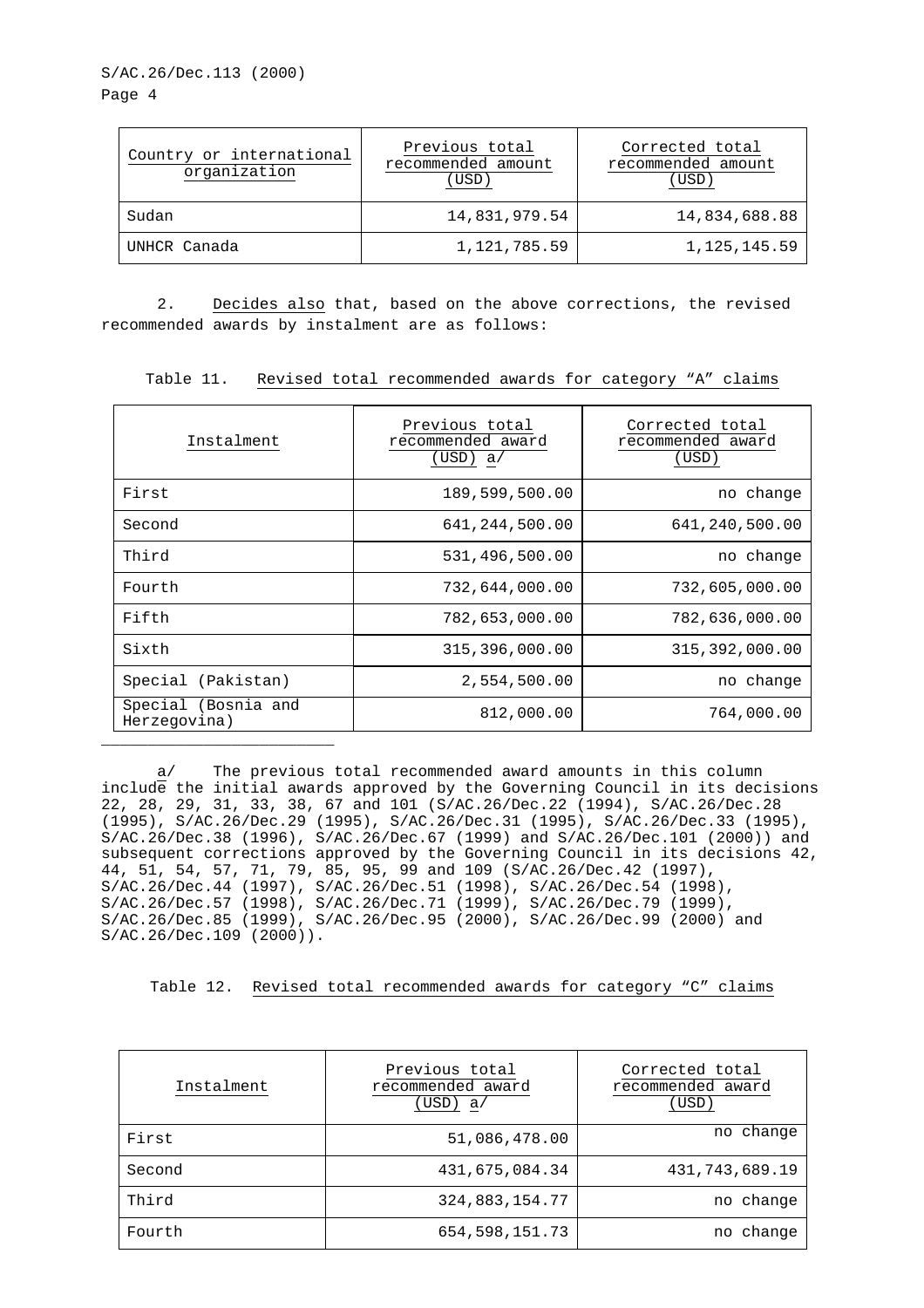| Country or international organization | Previous total recommended amount (USD) | Corrected total recommended amount (USD) |
|---|---|---|
| Sudan | 14,831,979.54 | 14,834,688.88 |
| UNHCR Canada | 1,121,785.59 | 1,125,145.59 |

2. Decides also that, based on the above corrections, the revised recommended awards by instalment are as follows:

Table 11. Revised total recommended awards for category “A” claims

| Instalment | Previous total recommended award (USD) a/ | Corrected total recommended award (USD) |
|---|---|---|
| First | 189,599,500.00 | no change |
| Second | 641,244,500.00 | 641,240,500.00 |
| Third | 531,496,500.00 | no change |
| Fourth | 732,644,000.00 | 732,605,000.00 |
| Fifth | 782,653,000.00 | 782,636,000.00 |
| Sixth | 315,396,000.00 | 315,392,000.00 |
| Special (Pakistan) | 2,554,500.00 | no change |
| Special (Bosnia and Herzegovina) | 812,000.00 | 764,000.00 |

a/ The previous total recommended award amounts in this column include the initial awards approved by the Governing Council in its decisions 22, 28, 29, 31, 33, 38, 67 and 101 (S/AC.26/Dec.22 (1994), S/AC.26/Dec.28 (1995), S/AC.26/Dec.29 (1995), S/AC.26/Dec.31 (1995), S/AC.26/Dec.33 (1995), S/AC.26/Dec.38 (1996), S/AC.26/Dec.67 (1999) and S/AC.26/Dec.101 (2000)) and subsequent corrections approved by the Governing Council in its decisions 42, 44, 51, 54, 57, 71, 79, 85, 95, 99 and 109 (S/AC.26/Dec.42 (1997), S/AC.26/Dec.44 (1997), S/AC.26/Dec.51 (1998), S/AC.26/Dec.54 (1998), S/AC.26/Dec.57 (1998), S/AC.26/Dec.71 (1999), S/AC.26/Dec.79 (1999), S/AC.26/Dec.85 (1999), S/AC.26/Dec.95 (2000), S/AC.26/Dec.99 (2000) and S/AC.26/Dec.109 (2000)).

Table 12. Revised total recommended awards for category “C” claims

| Instalment | Previous total recommended award (USD) a/ | Corrected total recommended award (USD) |
|---|---|---|
| First | 51,086,478.00 | no change |
| Second | 431,675,084.34 | 431,743,689.19 |
| Third | 324,883,154.77 | no change |
| Fourth | 654,598,151.73 | no change |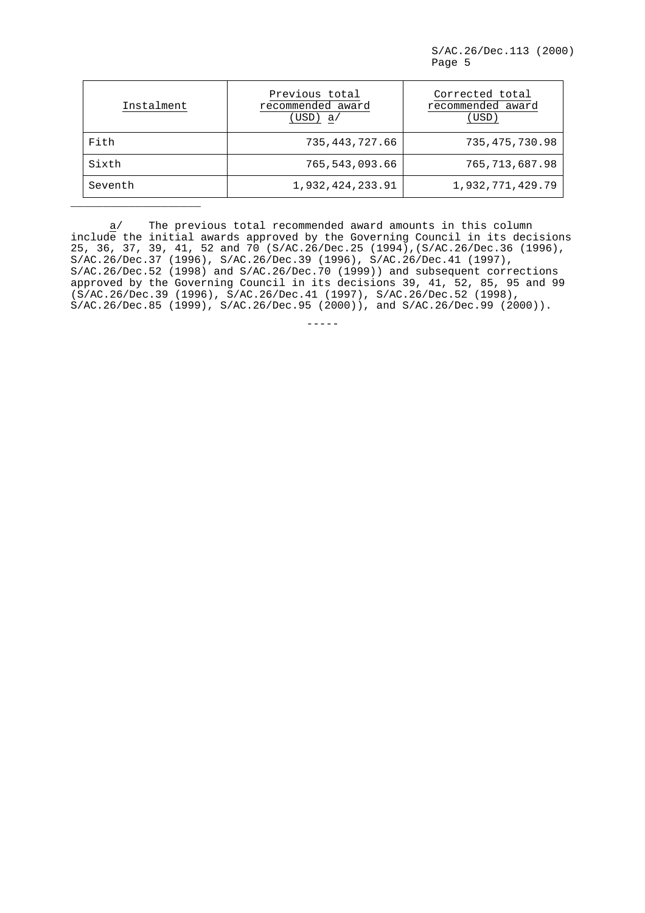| Instalment | Previous total recommended award (USD) a/ | Corrected total recommended award (USD) |
|---|---|---|
| Fith | 735,443,727.66 | 735,475,730.98 |
| Sixth | 765,543,093.66 | 765,713,687.98 |
| Seventh | 1,932,424,233.91 | 1,932,771,429.79 |

---

a/ The previous total recommended award amounts in this column include the initial awards approved by the Governing Council in its decisions 25, 36, 37, 39, 41, 52 and 70 (S/AC.26/Dec.25 (1994),(S/AC.26/Dec.36 (1996), S/AC.26/Dec.37 (1996), S/AC.26/Dec.39 (1996), S/AC.26/Dec.41 (1997), S/AC.26/Dec.52 (1998) and S/AC.26/Dec.70 (1999)) and subsequent corrections approved by the Governing Council in its decisions 39, 41, 52, 85, 95 and 99 (S/AC.26/Dec.39 (1996), S/AC.26/Dec.41 (1997), S/AC.26/Dec.52 (1998), S/AC.26/Dec.85 (1999), S/AC.26/Dec.95 (2000)), and S/AC.26/Dec.99 (2000)).

-----